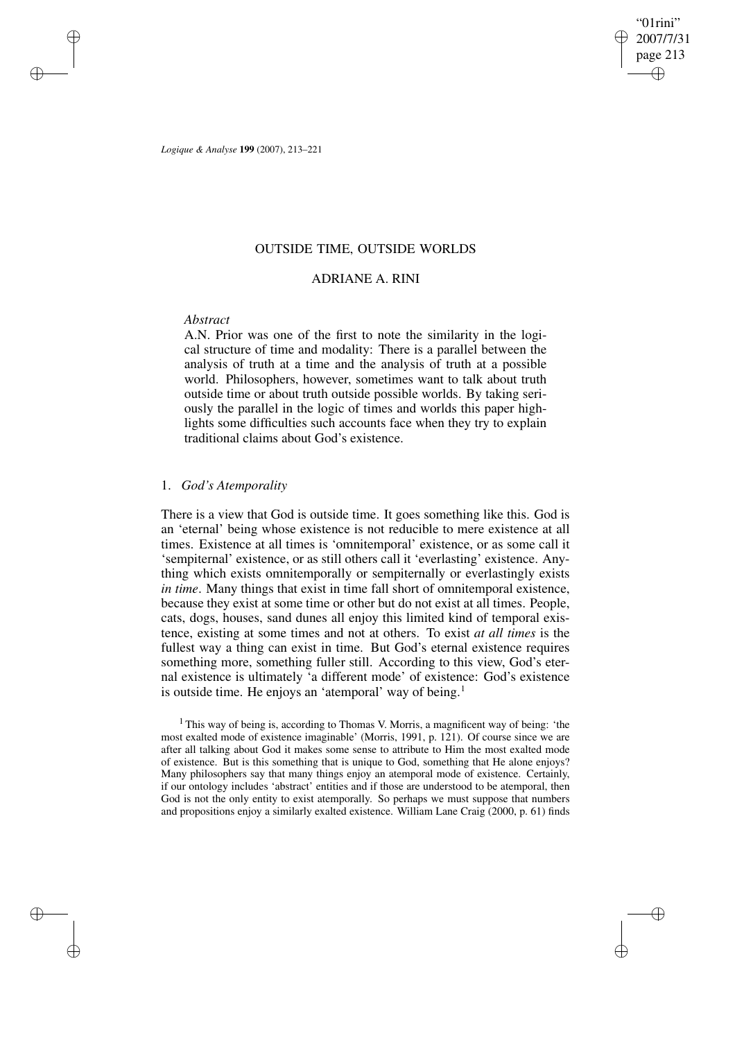# OUTSIDE TIME, OUTSIDE WORLDS

## ADRIANE A. RINI

*Abstract*

A.N. Prior was one of the first to note the similarity in the logical structure of time and modality: There is a parallel between the analysis of truth at a time and the analysis of truth at a possible world. Philosophers, however, sometimes want to talk about truth outside time or about truth outside possible worlds. By taking seriously the parallel in the logic of times and worlds this paper highlights some difficulties such accounts face when they try to explain traditional claims about God's existence.

## 1. *God's Atemporality*

There is a view that God is outside time. It goes something like this. God is an 'eternal' being whose existence is not reducible to mere existence at all times. Existence at all times is 'omnitemporal' existence, or as some call it 'sempiternal' existence, or as still others call it 'everlasting' existence. Anything which exists omnitemporally or sempiternally or everlastingly exists *in time*. Many things that exist in time fall short of omnitemporal existence, because they exist at some time or other but do not exist at all times. People, cats, dogs, houses, sand dunes all enjoy this limited kind of temporal existence, existing at some times and not at others. To exist *at all times* is the fullest way a thing can exist in time. But God's eternal existence requires something more, something fuller still. According to this view, God's eternal existence is ultimately 'a different mode' of existence: God's existence is outside time. He enjoys an 'atemporal' way of being.[1]

[1] This way of being is, according to Thomas V. Morris, a magnificent way of being: 'the most exalted mode of existence imaginable' (Morris, 1991, p. 121). Of course since we are after all talking about God it makes some sense to attribute to Him the most exalted mode of existence. But is this something that is unique to God, something that He alone enjoys? Many philosophers say that many things enjoy an atemporal mode of existence. Certainly, if our ontology includes 'abstract' entities and if those are understood to be atemporal, then God is not the only entity to exist atemporally. So perhaps we must suppose that numbers and propositions enjoy a similarly exalted existence. William Lane Craig (2000, p. 61) finds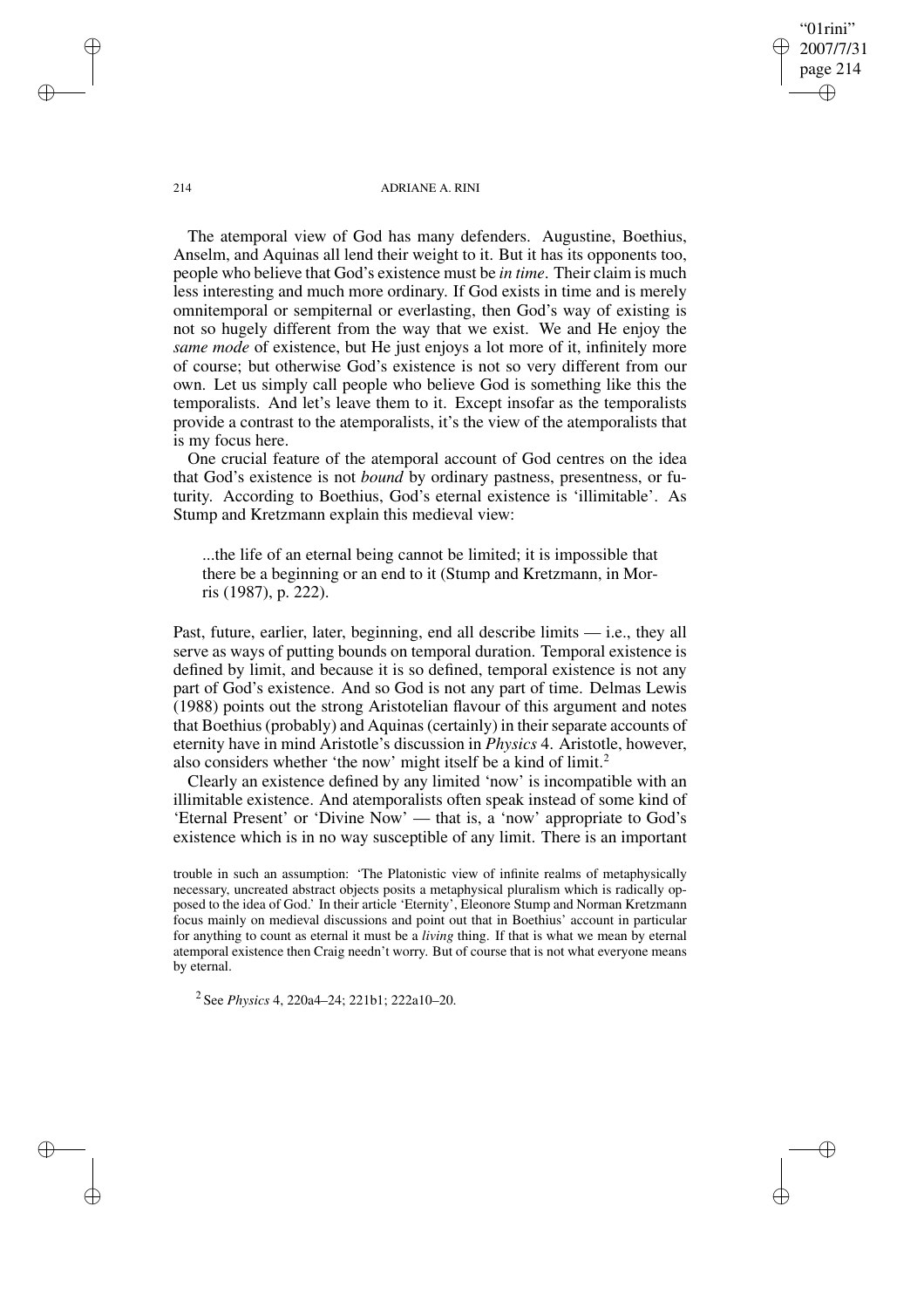The atemporal view of God has many defenders. Augustine, Boethius, Anselm, and Aquinas all lend their weight to it. But it has its opponents too, people who believe that God's existence must be *in time*. Their claim is much less interesting and much more ordinary. If God exists in time and is merely omnitemporal or sempiternal or everlasting, then God's way of existing is not so hugely different from the way that we exist. We and He enjoy the *same mode* of existence, but He just enjoys a lot more of it, infinitely more of course; but otherwise God's existence is not so very different from our own. Let us simply call people who believe God is something like this the temporalists. And let's leave them to it. Except insofar as the temporalists provide a contrast to the atemporalists, it's the view of the atemporalists that is my focus here.

One crucial feature of the atemporal account of God centres on the idea that God's existence is not *bound* by ordinary pastness, presentness, or futurity. According to Boethius, God's eternal existence is 'illimitable'. As Stump and Kretzmann explain this medieval view:

> ...the life of an eternal being cannot be limited; it is impossible that there be a beginning or an end to it (Stump and Kretzmann, in Morris (1987), p. 222).

Past, future, earlier, later, beginning, end all describe limits — i.e., they all serve as ways of putting bounds on temporal duration. Temporal existence is defined by limit, and because it is so defined, temporal existence is not any part of God's existence. And so God is not any part of time. Delmas Lewis (1988) points out the strong Aristotelian flavour of this argument and notes that Boethius (probably) and Aquinas (certainly) in their separate accounts of eternity have in mind Aristotle's discussion in *Physics* 4. Aristotle, however, also considers whether 'the now' might itself be a kind of limit.[2]

Clearly an existence defined by any limited 'now' is incompatible with an illimitable existence. And atemporalists often speak instead of some kind of 'Eternal Present' or 'Divine Now' — that is, a 'now' appropriate to God's existence which is in no way susceptible of any limit. There is an important

trouble in such an assumption: 'The Platonistic view of infinite realms of metaphysically necessary, uncreated abstract objects posits a metaphysical pluralism which is radically opposed to the idea of God.' In their article 'Eternity', Eleonore Stump and Norman Kretzmann focus mainly on medieval discussions and point out that in Boethius' account in particular for anything to count as eternal it must be a *living* thing. If that is what we mean by eternal atemporal existence then Craig needn't worry. But of course that is not what everyone means by eternal.

[2] See *Physics* 4, 220a4–24; 221b1; 222a10–20.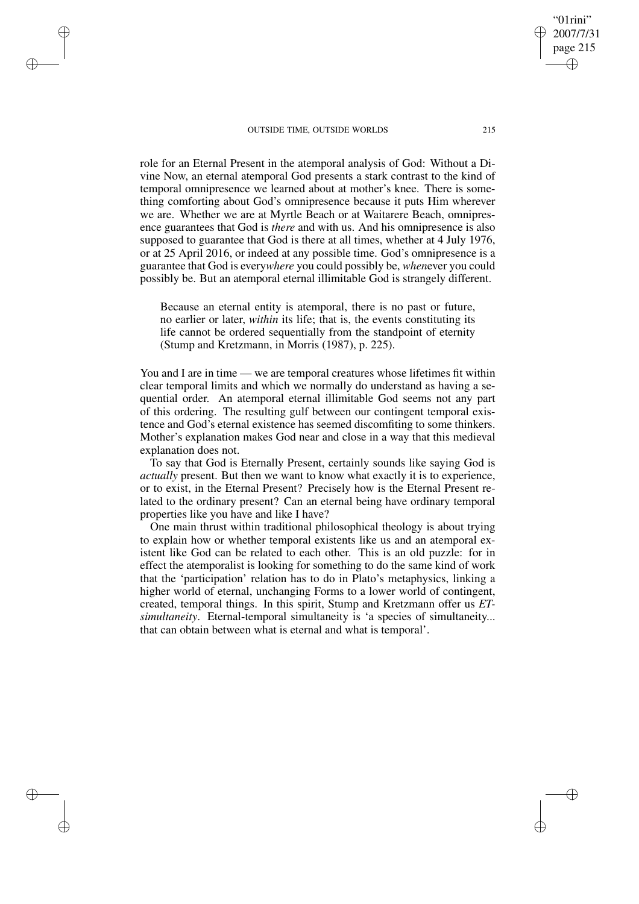role for an Eternal Present in the atemporal analysis of God: Without a Divine Now, an eternal atemporal God presents a stark contrast to the kind of temporal omnipresence we learned about at mother's knee. There is something comforting about God's omnipresence because it puts Him wherever we are. Whether we are at Myrtle Beach or at Waitarere Beach, omnipresence guarantees that God is *there* and with us. And his omnipresence is also supposed to guarantee that God is there at all times, whether at 4 July 1976, or at 25 April 2016, or indeed at any possible time. God's omnipresence is a guarantee that God is every*where* you could possibly be, *when*ever you could possibly be. But an atemporal eternal illimitable God is strangely different.

> Because an eternal entity is atemporal, there is no past or future, no earlier or later, *within* its life; that is, the events constituting its life cannot be ordered sequentially from the standpoint of eternity (Stump and Kretzmann, in Morris (1987), p. 225).

You and I are in time — we are temporal creatures whose lifetimes fit within clear temporal limits and which we normally do understand as having a sequential order. An atemporal eternal illimitable God seems not any part of this ordering. The resulting gulf between our contingent temporal existence and God's eternal existence has seemed discomfiting to some thinkers. Mother's explanation makes God near and close in a way that this medieval explanation does not.

To say that God is Eternally Present, certainly sounds like saying God is *actually* present. But then we want to know what exactly it is to experience, or to exist, in the Eternal Present? Precisely how is the Eternal Present related to the ordinary present? Can an eternal being have ordinary temporal properties like you have and like I have?

One main thrust within traditional philosophical theology is about trying to explain how or whether temporal existents like us and an atemporal existent like God can be related to each other. This is an old puzzle: for in effect the atemporalist is looking for something to do the same kind of work that the 'participation' relation has to do in Plato's metaphysics, linking a higher world of eternal, unchanging Forms to a lower world of contingent, created, temporal things. In this spirit, Stump and Kretzmann offer us *ET-simultaneity*. Eternal-temporal simultaneity is 'a species of simultaneity... that can obtain between what is eternal and what is temporal'.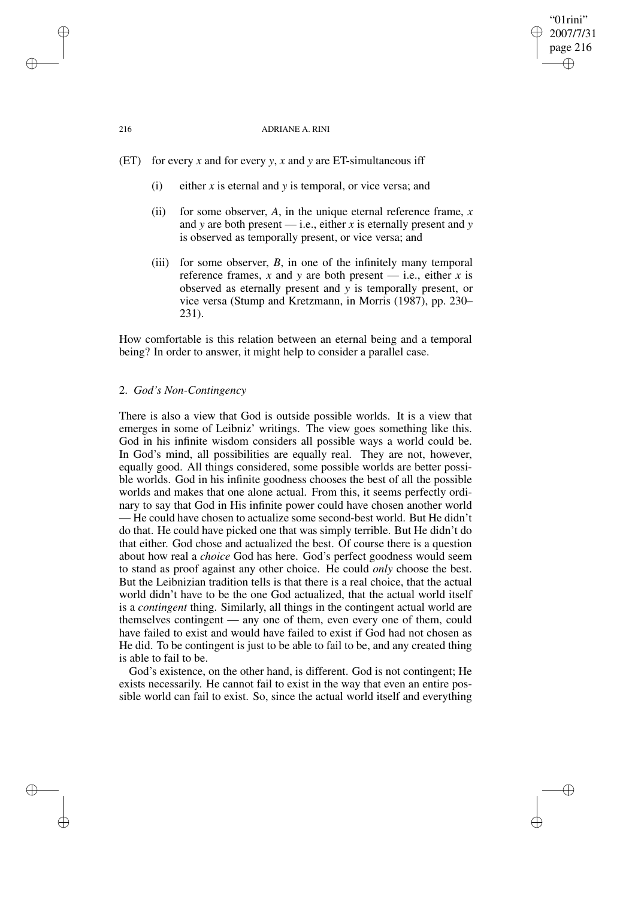(ET) for every *x* and for every *y*, *x* and *y* are ET-simultaneous iff

- (i) either *x* is eternal and *y* is temporal, or vice versa; and
- (ii) for some observer, *A*, in the unique eternal reference frame, *x* and *y* are both present — i.e., either *x* is eternally present and *y* is observed as temporally present, or vice versa; and
- (iii) for some observer, *B*, in one of the infinitely many temporal reference frames, *x* and *y* are both present — i.e., either *x* is observed as eternally present and *y* is temporally present, or vice versa (Stump and Kretzmann, in Morris (1987), pp. 230–231).

How comfortable is this relation between an eternal being and a temporal being? In order to answer, it might help to consider a parallel case.

## 2. *God's Non-Contingency*

There is also a view that God is outside possible worlds. It is a view that emerges in some of Leibniz' writings. The view goes something like this. God in his infinite wisdom considers all possible ways a world could be. In God's mind, all possibilities are equally real. They are not, however, equally good. All things considered, some possible worlds are better possible worlds. God in his infinite goodness chooses the best of all the possible worlds and makes that one alone actual. From this, it seems perfectly ordinary to say that God in His infinite power could have chosen another world — He could have chosen to actualize some second-best world. But He didn't do that. He could have picked one that was simply terrible. But He didn't do that either. God chose and actualized the best. Of course there is a question about how real a *choice* God has here. God's perfect goodness would seem to stand as proof against any other choice. He could *only* choose the best. But the Leibnizian tradition tells is that there is a real choice, that the actual world didn't have to be the one God actualized, that the actual world itself is a *contingent* thing. Similarly, all things in the contingent actual world are themselves contingent — any one of them, even every one of them, could have failed to exist and would have failed to exist if God had not chosen as He did. To be contingent is just to be able to fail to be, and any created thing is able to fail to be.

God's existence, on the other hand, is different. God is not contingent; He exists necessarily. He cannot fail to exist in the way that even an entire possible world can fail to exist. So, since the actual world itself and everything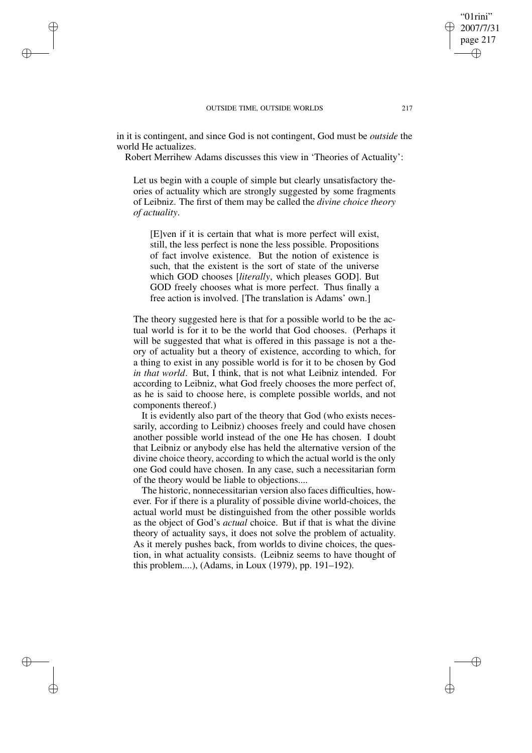in it is contingent, and since God is not contingent, God must be *outside* the world He actualizes.

Robert Merrihew Adams discusses this view in 'Theories of Actuality':

> Let us begin with a couple of simple but clearly unsatisfactory theories of actuality which are strongly suggested by some fragments of Leibniz. The first of them may be called the *divine choice theory of actuality*.
>
> > [E]ven if it is certain that what is more perfect will exist, still, the less perfect is none the less possible. Propositions of fact involve existence. But the notion of existence is such, that the existent is the sort of state of the universe which GOD chooses [*literally*, which pleases GOD]. But GOD freely chooses what is more perfect. Thus finally a free action is involved. [The translation is Adams' own.]
>
> The theory suggested here is that for a possible world to be the actual world is for it to be the world that God chooses. (Perhaps it will be suggested that what is offered in this passage is not a theory of actuality but a theory of existence, according to which, for a thing to exist in any possible world is for it to be chosen by God *in that world*. But, I think, that is not what Leibniz intended. For according to Leibniz, what God freely chooses the more perfect of, as he is said to choose here, is complete possible worlds, and not components thereof.)
>
> It is evidently also part of the theory that God (who exists necessarily, according to Leibniz) chooses freely and could have chosen another possible world instead of the one He has chosen. I doubt that Leibniz or anybody else has held the alternative version of the divine choice theory, according to which the actual world is the only one God could have chosen. In any case, such a necessitarian form of the theory would be liable to objections....
>
> The historic, nonnecessitarian version also faces difficulties, however. For if there is a plurality of possible divine world-choices, the actual world must be distinguished from the other possible worlds as the object of God's *actual* choice. But if that is what the divine theory of actuality says, it does not solve the problem of actuality. As it merely pushes back, from worlds to divine choices, the question, in what actuality consists. (Leibniz seems to have thought of this problem....), (Adams, in Loux (1979), pp. 191–192).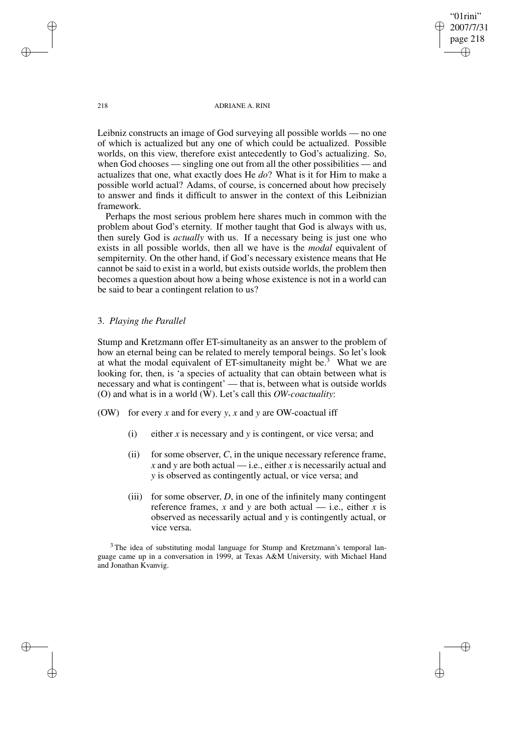Leibniz constructs an image of God surveying all possible worlds — no one of which is actualized but any one of which could be actualized. Possible worlds, on this view, therefore exist antecedently to God's actualizing. So, when God chooses — singling one out from all the other possibilities — and actualizes that one, what exactly does He *do*? What is it for Him to make a possible world actual? Adams, of course, is concerned about how precisely to answer and finds it difficult to answer in the context of this Leibnizian framework.

Perhaps the most serious problem here shares much in common with the problem about God's eternity. If mother taught that God is always with us, then surely God is *actually* with us. If a necessary being is just one who exists in all possible worlds, then all we have is the *modal* equivalent of sempiternity. On the other hand, if God's necessary existence means that He cannot be said to exist in a world, but exists outside worlds, the problem then becomes a question about how a being whose existence is not in a world can be said to bear a contingent relation to us?

## 3. *Playing the Parallel*

Stump and Kretzmann offer ET-simultaneity as an answer to the problem of how an eternal being can be related to merely temporal beings. So let's look at what the modal equivalent of ET-simultaneity might be.[3] What we are looking for, then, is 'a species of actuality that can obtain between what is necessary and what is contingent' — that is, between what is outside worlds (O) and what is in a world (W). Let's call this *OW-coactuality*:

(OW) for every *x* and for every *y*, *x* and *y* are OW-coactual iff

- (i) either *x* is necessary and *y* is contingent, or vice versa; and
- (ii) for some observer, *C*, in the unique necessary reference frame, *x* and *y* are both actual — i.e., either *x* is necessarily actual and *y* is observed as contingently actual, or vice versa; and
- (iii) for some observer, *D*, in one of the infinitely many contingent reference frames, *x* and *y* are both actual — i.e., either *x* is observed as necessarily actual and *y* is contingently actual, or vice versa.

[3] The idea of substituting modal language for Stump and Kretzmann's temporal language came up in a conversation in 1999, at Texas A&M University, with Michael Hand and Jonathan Kvanvig.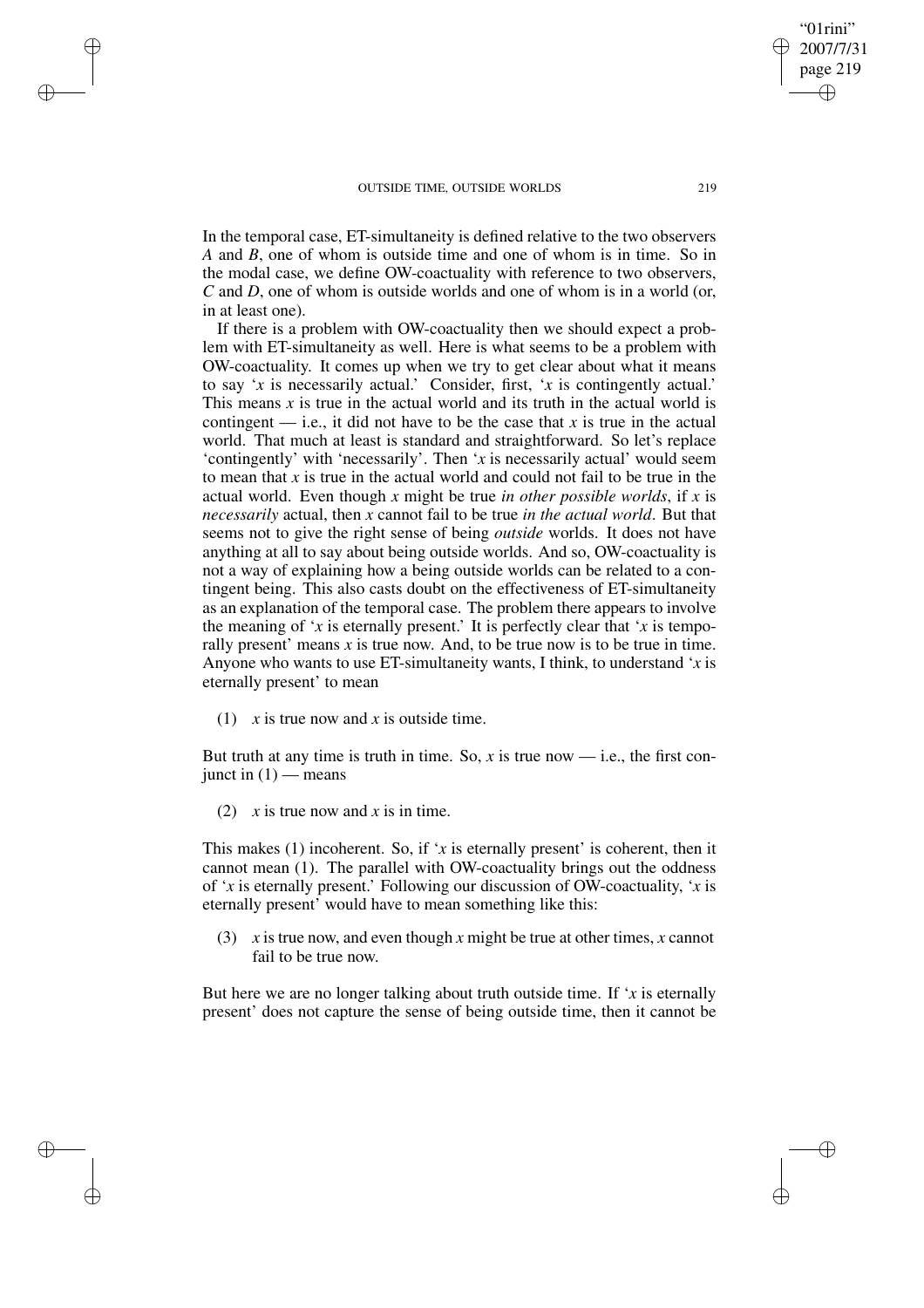In the temporal case, ET-simultaneity is defined relative to the two observers *A* and *B*, one of whom is outside time and one of whom is in time. So in the modal case, we define OW-coactuality with reference to two observers, *C* and *D*, one of whom is outside worlds and one of whom is in a world (or, in at least one).

If there is a problem with OW-coactuality then we should expect a problem with ET-simultaneity as well. Here is what seems to be a problem with OW-coactuality. It comes up when we try to get clear about what it means to say '*x* is necessarily actual.' Consider, first, '*x* is contingently actual.' This means *x* is true in the actual world and its truth in the actual world is contingent — i.e., it did not have to be the case that *x* is true in the actual world. That much at least is standard and straightforward. So let's replace 'contingently' with 'necessarily'. Then '*x* is necessarily actual' would seem to mean that *x* is true in the actual world and could not fail to be true in the actual world. Even though *x* might be true *in other possible worlds*, if *x* is *necessarily* actual, then *x* cannot fail to be true *in the actual world*. But that seems not to give the right sense of being *outside* worlds. It does not have anything at all to say about being outside worlds. And so, OW-coactuality is not a way of explaining how a being outside worlds can be related to a contingent being. This also casts doubt on the effectiveness of ET-simultaneity as an explanation of the temporal case. The problem there appears to involve the meaning of '*x* is eternally present.' It is perfectly clear that '*x* is temporally present' means *x* is true now. And, to be true now is to be true in time. Anyone who wants to use ET-simultaneity wants, I think, to understand '*x* is eternally present' to mean

(1) *x* is true now and *x* is outside time.

But truth at any time is truth in time. So, *x* is true now — i.e., the first conjunct in (1) — means

(2) *x* is true now and *x* is in time.

This makes (1) incoherent. So, if '*x* is eternally present' is coherent, then it cannot mean (1). The parallel with OW-coactuality brings out the oddness of '*x* is eternally present.' Following our discussion of OW-coactuality, '*x* is eternally present' would have to mean something like this:

(3) *x* is true now, and even though *x* might be true at other times, *x* cannot fail to be true now.

But here we are no longer talking about truth outside time. If '*x* is eternally present' does not capture the sense of being outside time, then it cannot be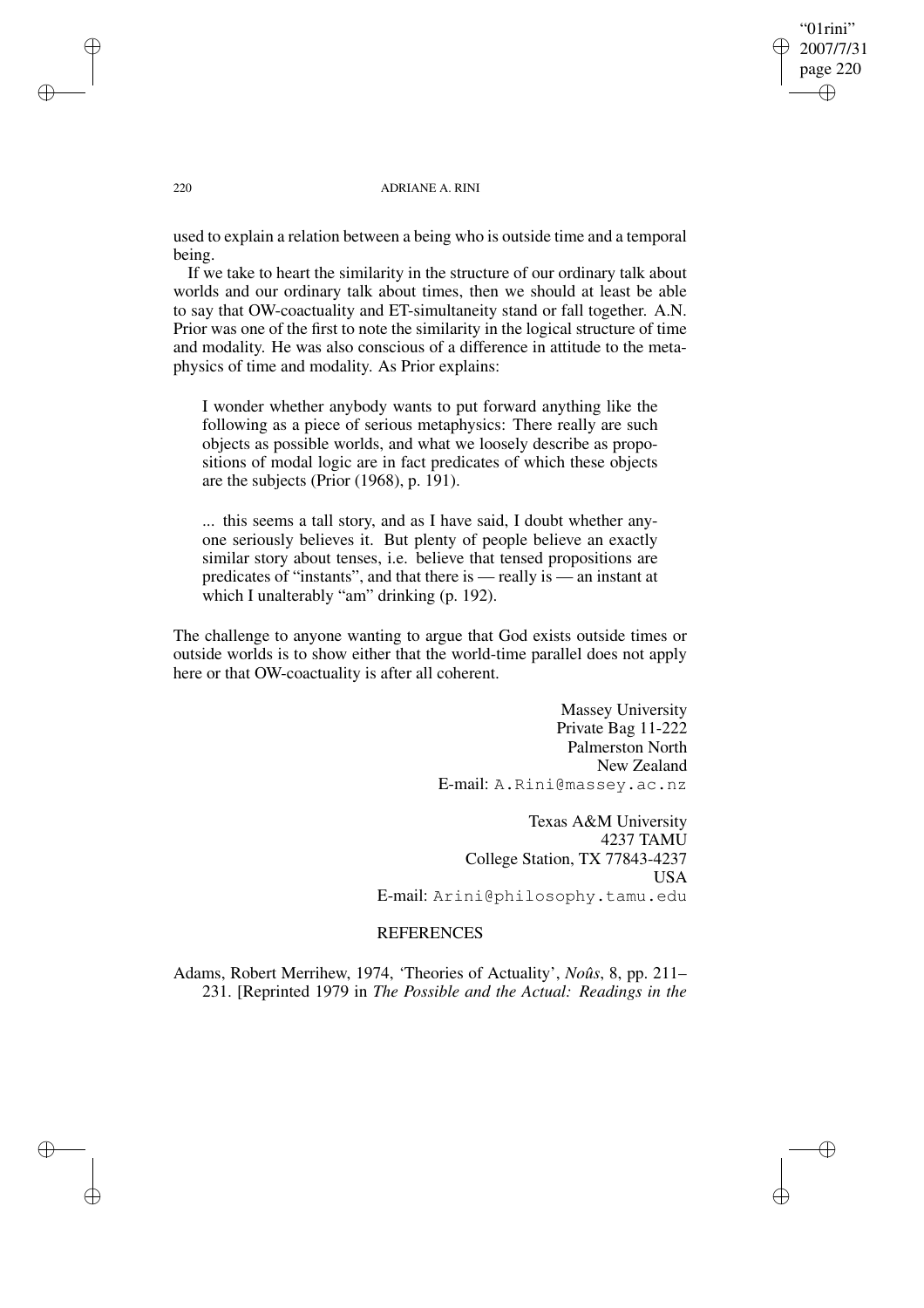used to explain a relation between a being who is outside time and a temporal being.

If we take to heart the similarity in the structure of our ordinary talk about worlds and our ordinary talk about times, then we should at least be able to say that OW-coactuality and ET-simultaneity stand or fall together. A.N. Prior was one of the first to note the similarity in the logical structure of time and modality. He was also conscious of a difference in attitude to the metaphysics of time and modality. As Prior explains:

> I wonder whether anybody wants to put forward anything like the following as a piece of serious metaphysics: There really are such objects as possible worlds, and what we loosely describe as propositions of modal logic are in fact predicates of which these objects are the subjects (Prior (1968), p. 191).
>
> ... this seems a tall story, and as I have said, I doubt whether anyone seriously believes it. But plenty of people believe an exactly similar story about tenses, i.e. believe that tensed propositions are predicates of "instants", and that there is — really is — an instant at which I unalterably "am" drinking (p. 192).

The challenge to anyone wanting to argue that God exists outside times or outside worlds is to show either that the world-time parallel does not apply here or that OW-coactuality is after all coherent.

Massey University
Private Bag 11-222
Palmerston North
New Zealand
E-mail: A.Rini@massey.ac.nz

Texas A&M University
4237 TAMU
College Station, TX 77843-4237
USA
E-mail: Arini@philosophy.tamu.edu

## REFERENCES

Adams, Robert Merrihew, 1974, 'Theories of Actuality', *Noûs*, 8, pp. 211–231. [Reprinted 1979 in *The Possible and the Actual: Readings in the*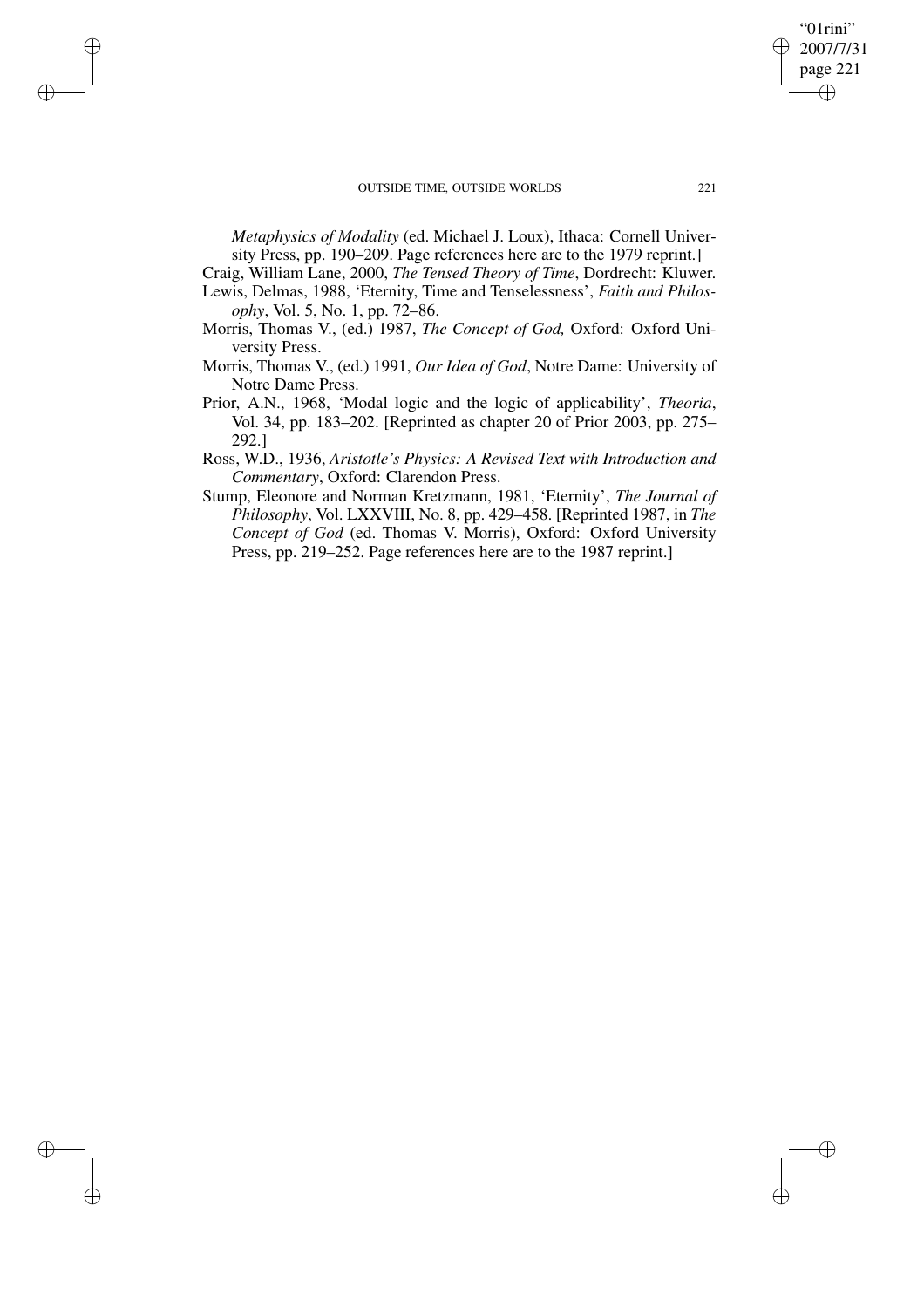*Metaphysics of Modality* (ed. Michael J. Loux), Ithaca: Cornell University Press, pp. 190–209. Page references here are to the 1979 reprint.]

Craig, William Lane, 2000, *The Tensed Theory of Time*, Dordrecht: Kluwer.

Lewis, Delmas, 1988, 'Eternity, Time and Tenselessness', *Faith and Philosophy*, Vol. 5, No. 1, pp. 72–86.

Morris, Thomas V., (ed.) 1987, *The Concept of God,* Oxford: Oxford University Press.

Morris, Thomas V., (ed.) 1991, *Our Idea of God*, Notre Dame: University of Notre Dame Press.

Prior, A.N., 1968, 'Modal logic and the logic of applicability', *Theoria*, Vol. 34, pp. 183–202. [Reprinted as chapter 20 of Prior 2003, pp. 275–292.]

Ross, W.D., 1936, *Aristotle's Physics: A Revised Text with Introduction and Commentary*, Oxford: Clarendon Press.

Stump, Eleonore and Norman Kretzmann, 1981, 'Eternity', *The Journal of Philosophy*, Vol. LXXVIII, No. 8, pp. 429–458. [Reprinted 1987, in *The Concept of God* (ed. Thomas V. Morris), Oxford: Oxford University Press, pp. 219–252. Page references here are to the 1987 reprint.]